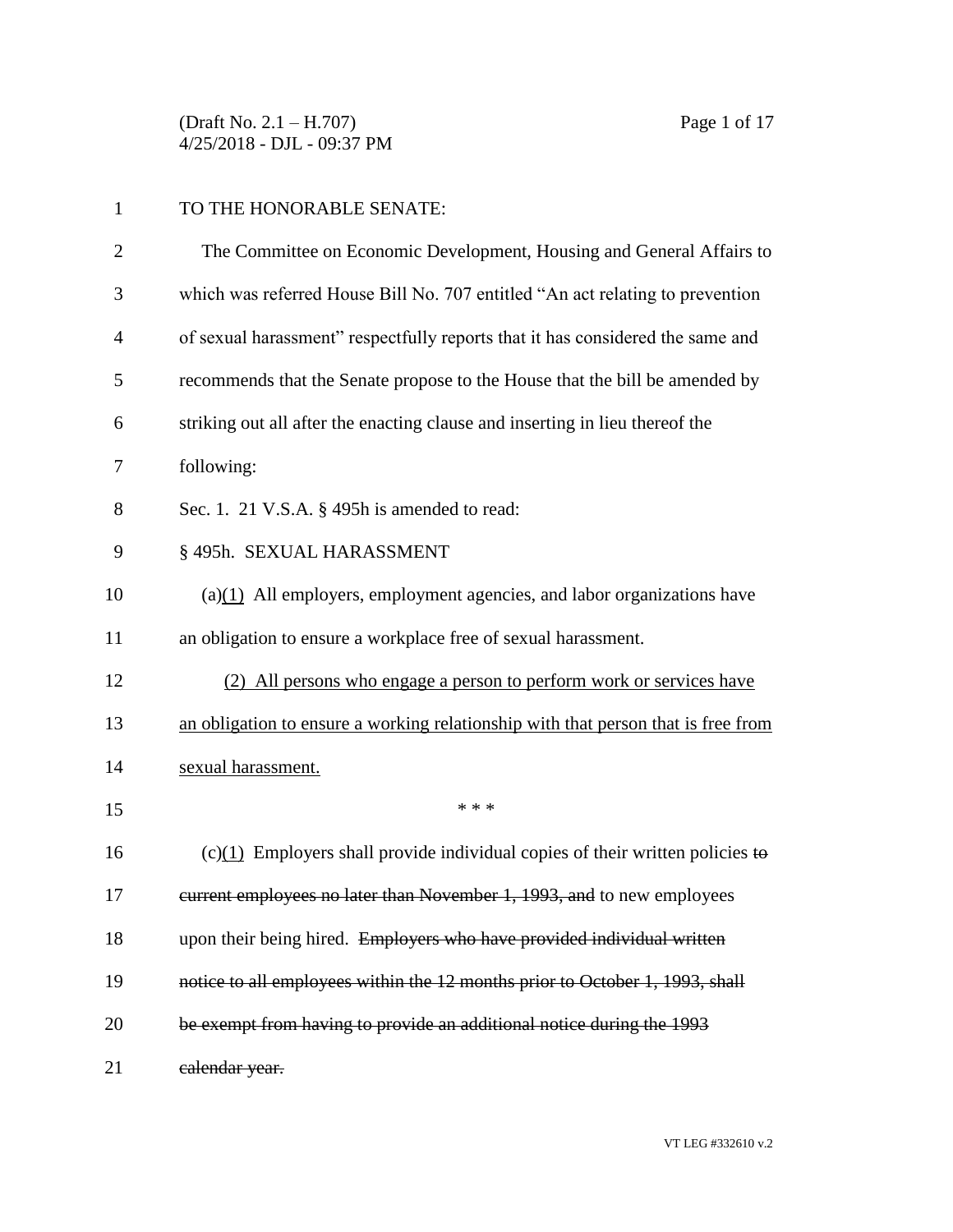TO THE HONORABLE SENATE:

The Committee on Economic Development, Housing and General Affairs to which was referred House Bill No. 707 entitled "An act relating to prevention of sexual harassment" respectfully reports that it has considered the same and recommends that the Senate propose to the House that the bill be amended by striking out all after the enacting clause and inserting in lieu thereof the following:

Sec. 1. 21 V.S.A. § 495h is amended to read:

§ 495h. SEXUAL HARASSMENT

(a)<u>(1)</u> All employers, employment agencies, and labor organizations have an obligation to ensure a workplace free of sexual harassment.

<u>(2) All persons who engage a person to perform work or services have an obligation to ensure a working relationship with that person that is free from sexual harassment.</u>

\* \* \*

(c)<u>(1)</u> Employers shall provide individual copies of their written policies ~~to current employees no later than November 1, 1993, and~~ to new employees upon their being hired. ~~Employers who have provided individual written notice to all employees within the 12 months prior to October 1, 1993, shall be exempt from having to provide an additional notice during the 1993 calendar year.~~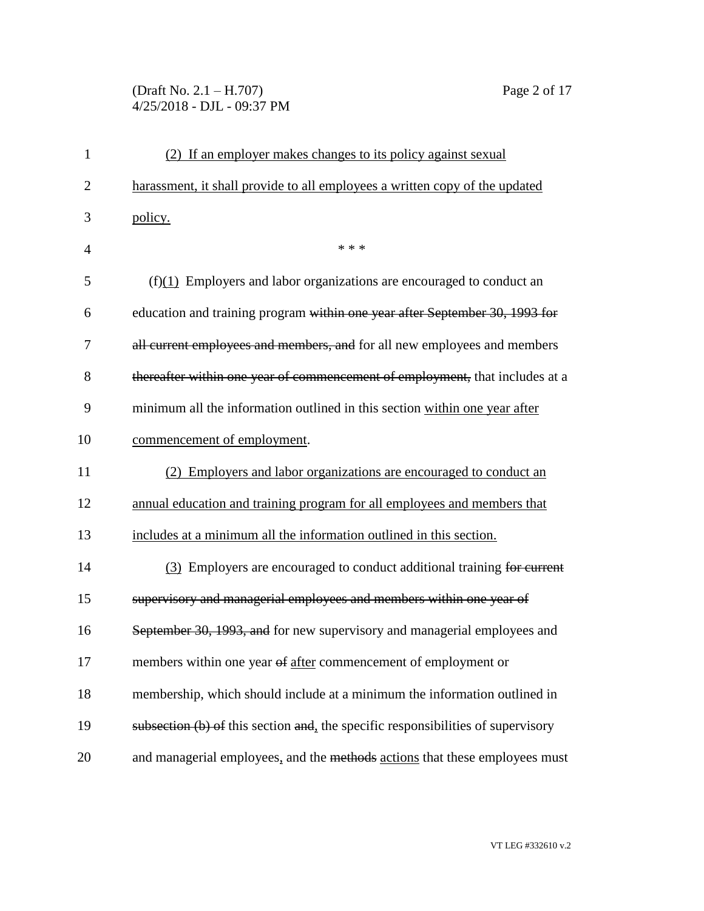(2) If an employer makes changes to its policy against sexual harassment, it shall provide to all employees a written copy of the updated policy.

\* \* \*

(f)(1) Employers and labor organizations are encouraged to conduct an education and training program ~~within one year after September 30, 1993 for all current employees and members, and~~ for all new employees and members ~~thereafter within one year of commencement of employment,~~ that includes at a minimum all the information outlined in this section within one year after commencement of employment.

(2) Employers and labor organizations are encouraged to conduct an annual education and training program for all employees and members that includes at a minimum all the information outlined in this section.

(3) Employers are encouraged to conduct additional training ~~for current supervisory and managerial employees and members within one year of September 30, 1993, and~~ for new supervisory and managerial employees and members within one year ~~of~~ after commencement of employment or membership, which should include at a minimum the information outlined in ~~subsection (b) of~~ this section ~~and~~, the specific responsibilities of supervisory and managerial employees, and the ~~methods~~ actions that these employees must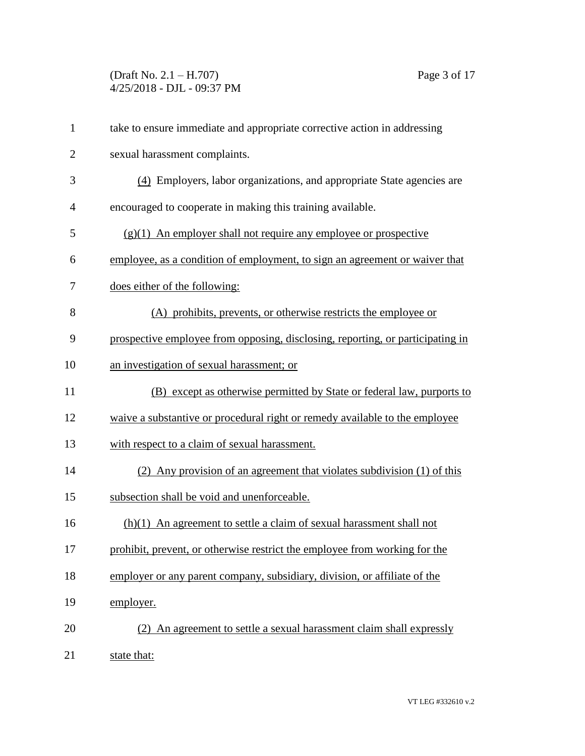take to ensure immediate and appropriate corrective action in addressing sexual harassment complaints.

(4) Employers, labor organizations, and appropriate State agencies are encouraged to cooperate in making this training available.

(g)(1) An employer shall not require any employee or prospective employee, as a condition of employment, to sign an agreement or waiver that does either of the following:

(A) prohibits, prevents, or otherwise restricts the employee or prospective employee from opposing, disclosing, reporting, or participating in an investigation of sexual harassment; or

(B) except as otherwise permitted by State or federal law, purports to waive a substantive or procedural right or remedy available to the employee with respect to a claim of sexual harassment.

(2) Any provision of an agreement that violates subdivision (1) of this subsection shall be void and unenforceable.

(h)(1) An agreement to settle a claim of sexual harassment shall not prohibit, prevent, or otherwise restrict the employee from working for the employer or any parent company, subsidiary, division, or affiliate of the employer.

(2) An agreement to settle a sexual harassment claim shall expressly state that: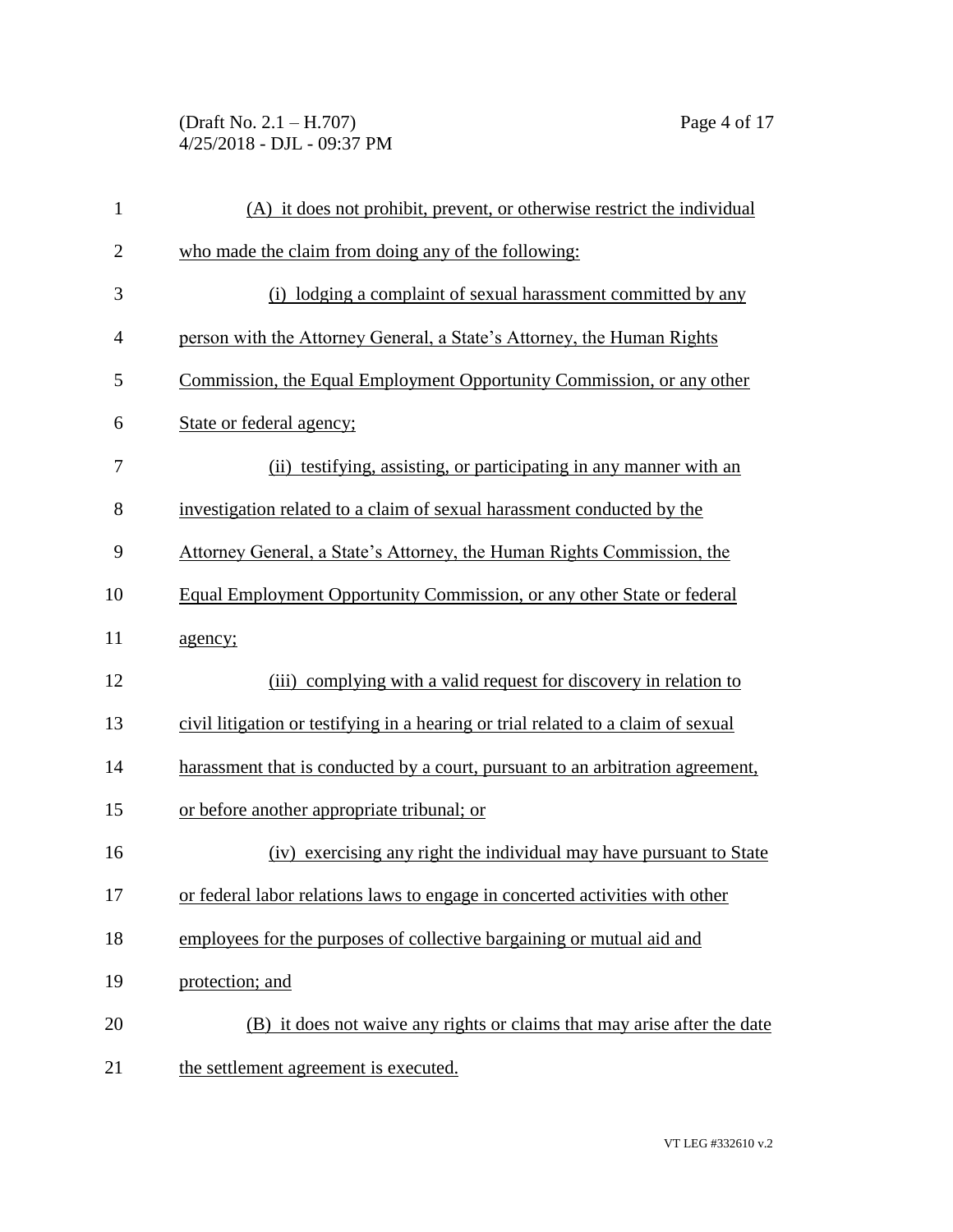(A) it does not prohibit, prevent, or otherwise restrict the individual who made the claim from doing any of the following:

(i) lodging a complaint of sexual harassment committed by any person with the Attorney General, a State's Attorney, the Human Rights Commission, the Equal Employment Opportunity Commission, or any other State or federal agency;

(ii) testifying, assisting, or participating in any manner with an investigation related to a claim of sexual harassment conducted by the Attorney General, a State's Attorney, the Human Rights Commission, the Equal Employment Opportunity Commission, or any other State or federal agency;

(iii) complying with a valid request for discovery in relation to civil litigation or testifying in a hearing or trial related to a claim of sexual harassment that is conducted by a court, pursuant to an arbitration agreement, or before another appropriate tribunal; or

(iv) exercising any right the individual may have pursuant to State or federal labor relations laws to engage in concerted activities with other employees for the purposes of collective bargaining or mutual aid and protection; and

(B) it does not waive any rights or claims that may arise after the date the settlement agreement is executed.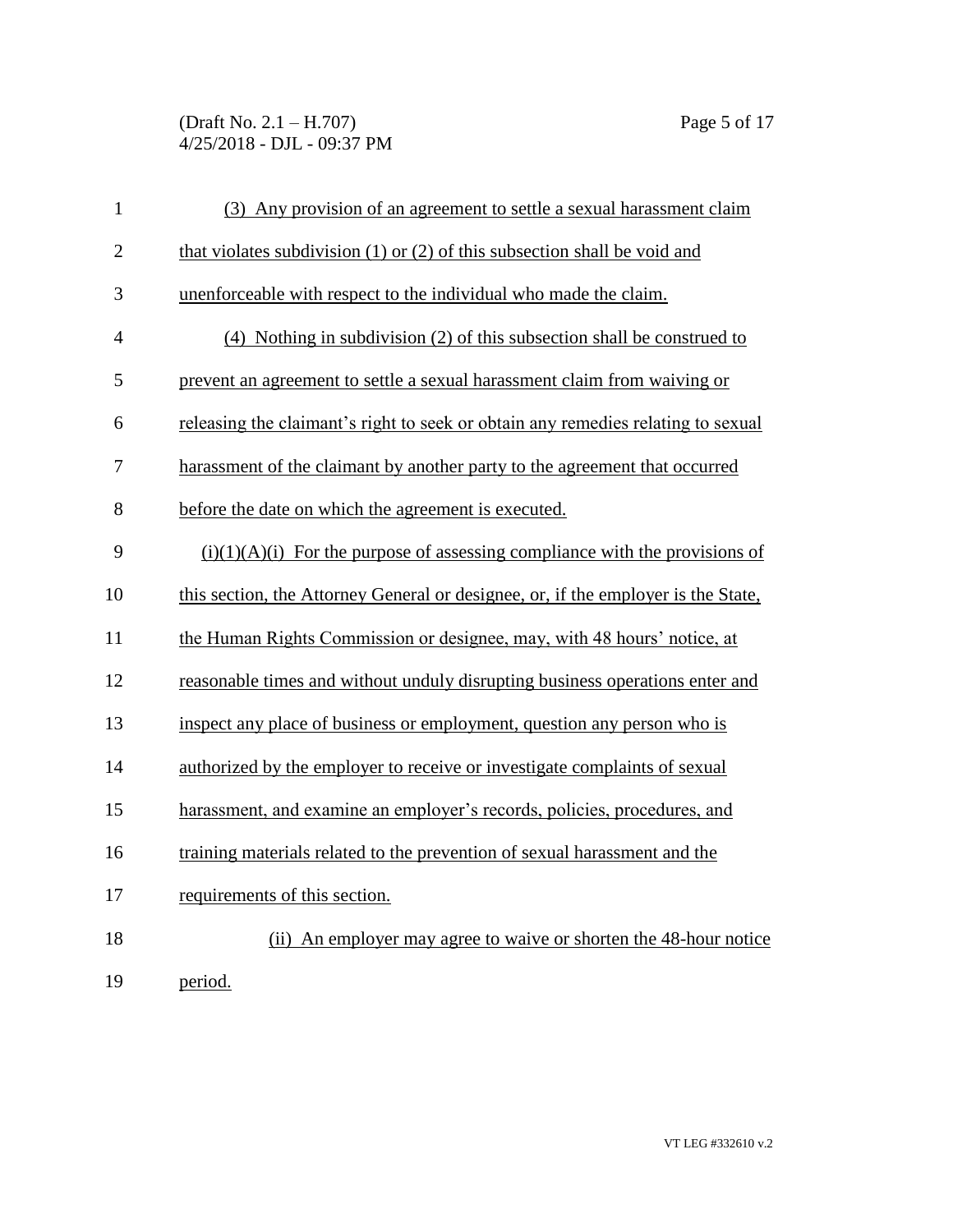(3) Any provision of an agreement to settle a sexual harassment claim that violates subdivision (1) or (2) of this subsection shall be void and unenforceable with respect to the individual who made the claim.

(4) Nothing in subdivision (2) of this subsection shall be construed to prevent an agreement to settle a sexual harassment claim from waiving or releasing the claimant's right to seek or obtain any remedies relating to sexual harassment of the claimant by another party to the agreement that occurred before the date on which the agreement is executed.

(i)(1)(A)(i) For the purpose of assessing compliance with the provisions of this section, the Attorney General or designee, or, if the employer is the State, the Human Rights Commission or designee, may, with 48 hours' notice, at reasonable times and without unduly disrupting business operations enter and inspect any place of business or employment, question any person who is authorized by the employer to receive or investigate complaints of sexual harassment, and examine an employer's records, policies, procedures, and training materials related to the prevention of sexual harassment and the requirements of this section.

(ii) An employer may agree to waive or shorten the 48-hour notice period.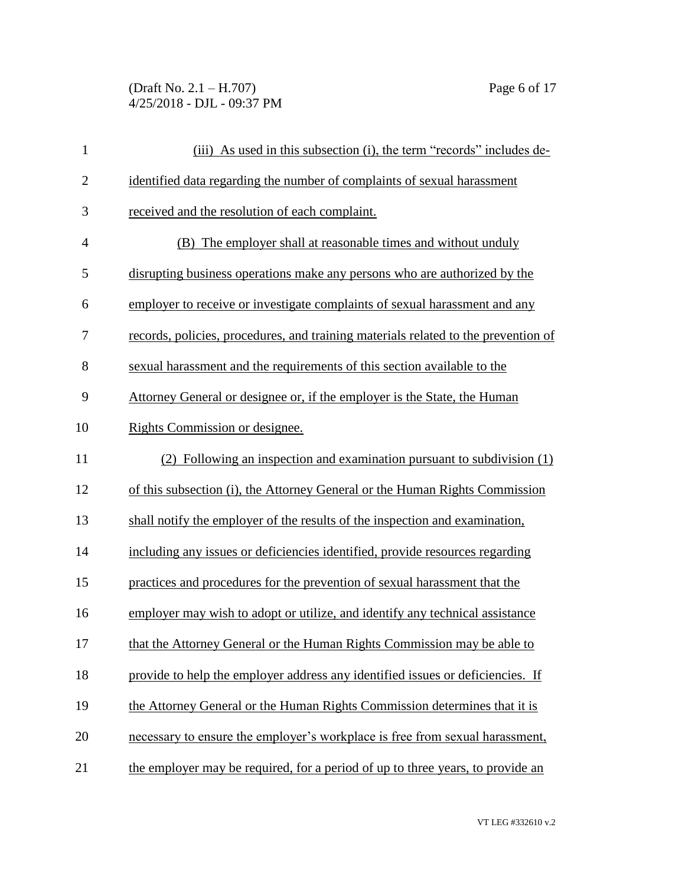(iii) As used in this subsection (i), the term "records" includes de-identified data regarding the number of complaints of sexual harassment received and the resolution of each complaint.

(B) The employer shall at reasonable times and without unduly disrupting business operations make any persons who are authorized by the employer to receive or investigate complaints of sexual harassment and any records, policies, procedures, and training materials related to the prevention of sexual harassment and the requirements of this section available to the Attorney General or designee or, if the employer is the State, the Human Rights Commission or designee.

(2) Following an inspection and examination pursuant to subdivision (1) of this subsection (i), the Attorney General or the Human Rights Commission shall notify the employer of the results of the inspection and examination, including any issues or deficiencies identified, provide resources regarding practices and procedures for the prevention of sexual harassment that the employer may wish to adopt or utilize, and identify any technical assistance that the Attorney General or the Human Rights Commission may be able to provide to help the employer address any identified issues or deficiencies. If the Attorney General or the Human Rights Commission determines that it is necessary to ensure the employer's workplace is free from sexual harassment, the employer may be required, for a period of up to three years, to provide an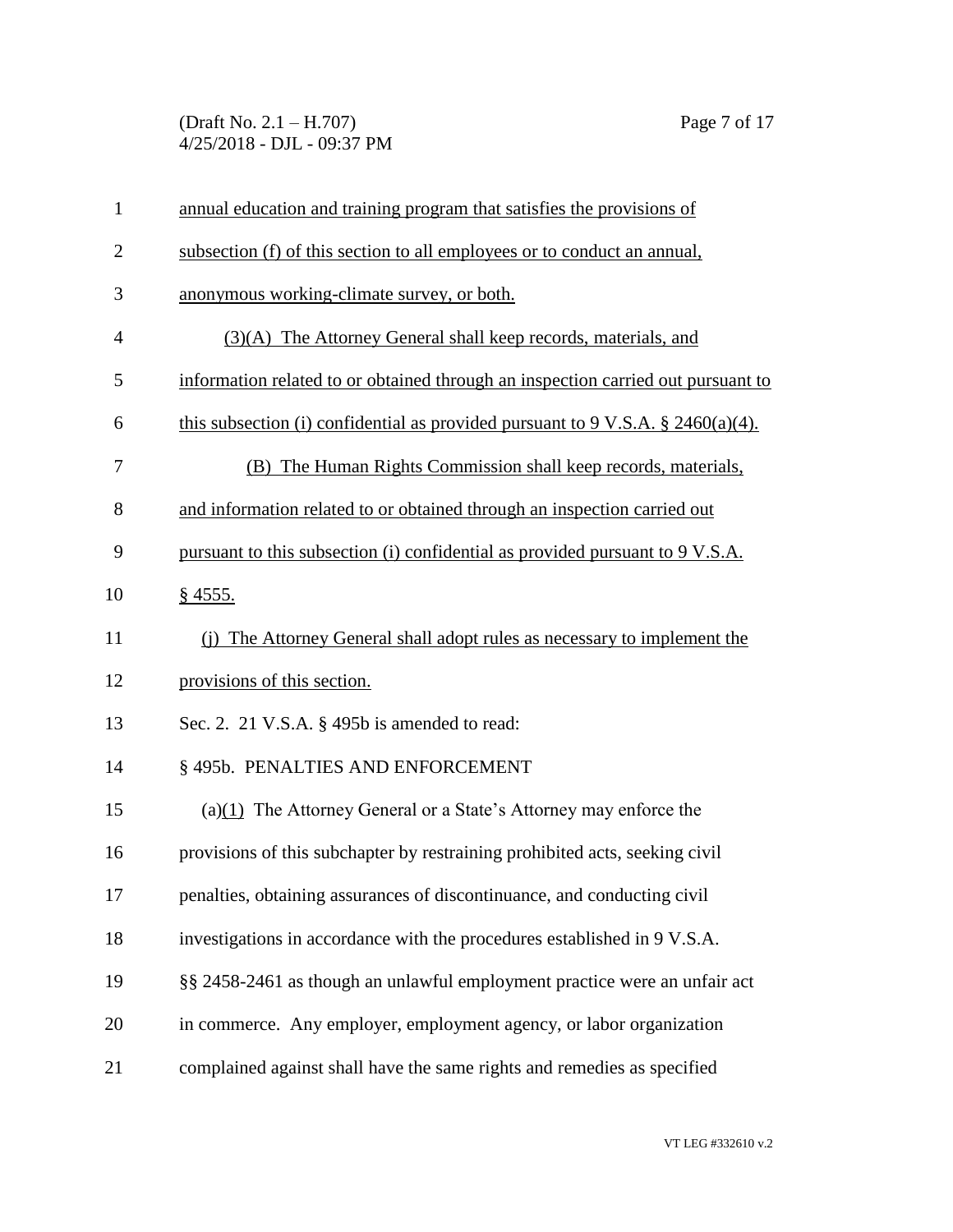annual education and training program that satisfies the provisions of subsection (f) of this section to all employees or to conduct an annual, anonymous working-climate survey, or both.

(3)(A) The Attorney General shall keep records, materials, and information related to or obtained through an inspection carried out pursuant to this subsection (i) confidential as provided pursuant to 9 V.S.A. § 2460(a)(4).

(B) The Human Rights Commission shall keep records, materials, and information related to or obtained through an inspection carried out pursuant to this subsection (i) confidential as provided pursuant to 9 V.S.A. § 4555.

(j) The Attorney General shall adopt rules as necessary to implement the provisions of this section.

Sec. 2. 21 V.S.A. § 495b is amended to read:

§ 495b. PENALTIES AND ENFORCEMENT

(a)(1) The Attorney General or a State's Attorney may enforce the provisions of this subchapter by restraining prohibited acts, seeking civil penalties, obtaining assurances of discontinuance, and conducting civil investigations in accordance with the procedures established in 9 V.S.A. §§ 2458-2461 as though an unlawful employment practice were an unfair act in commerce. Any employer, employment agency, or labor organization complained against shall have the same rights and remedies as specified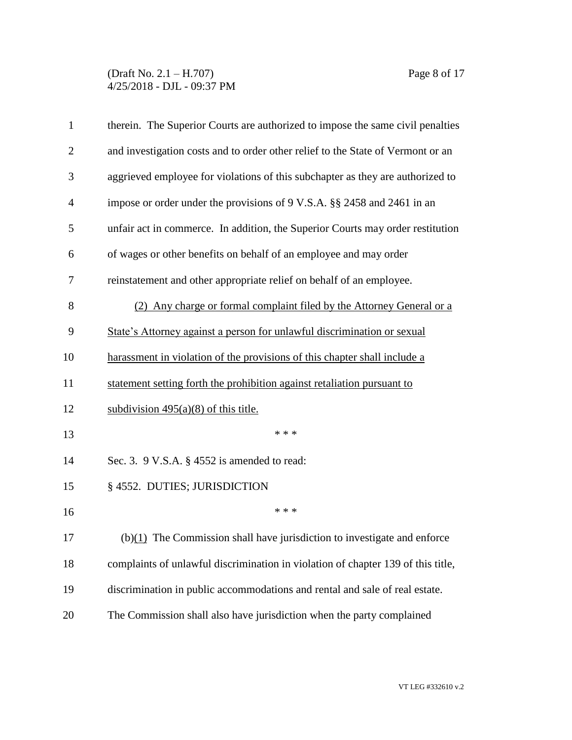therein. The Superior Courts are authorized to impose the same civil penalties and investigation costs and to order other relief to the State of Vermont or an aggrieved employee for violations of this subchapter as they are authorized to impose or order under the provisions of 9 V.S.A. §§ 2458 and 2461 in an unfair act in commerce. In addition, the Superior Courts may order restitution of wages or other benefits on behalf of an employee and may order reinstatement and other appropriate relief on behalf of an employee.

<u>(2) Any charge or formal complaint filed by the Attorney General or a State's Attorney against a person for unlawful discrimination or sexual harassment in violation of the provisions of this chapter shall include a statement setting forth the prohibition against retaliation pursuant to subdivision 495(a)(8) of this title.</u>

\* \* \*

Sec. 3. 9 V.S.A. § 4552 is amended to read:

§ 4552. DUTIES; JURISDICTION

\* \* \*

(b)<u>(1)</u> The Commission shall have jurisdiction to investigate and enforce complaints of unlawful discrimination in violation of chapter 139 of this title, discrimination in public accommodations and rental and sale of real estate. The Commission shall also have jurisdiction when the party complained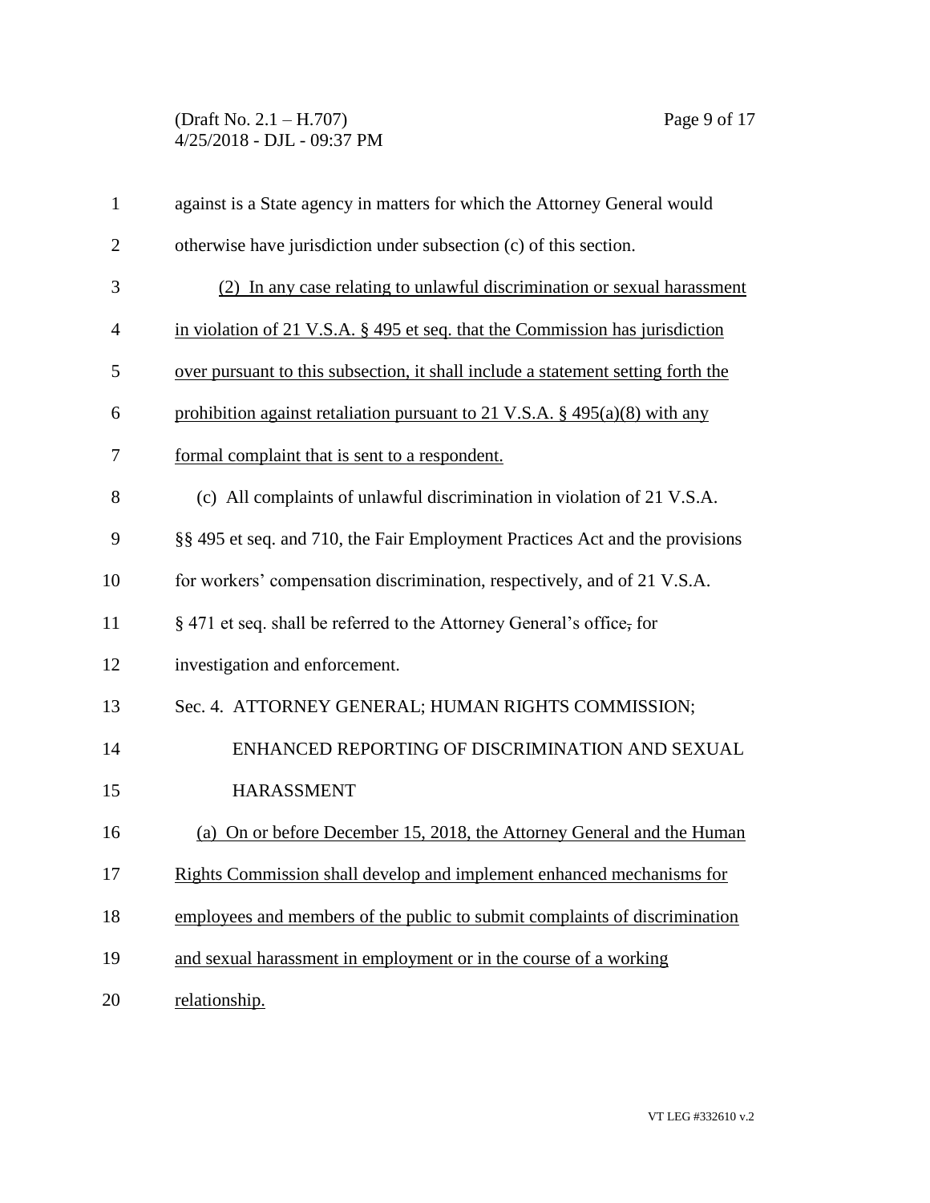against is a State agency in matters for which the Attorney General would otherwise have jurisdiction under subsection (c) of this section.

(2) In any case relating to unlawful discrimination or sexual harassment in violation of 21 V.S.A. § 495 et seq. that the Commission has jurisdiction over pursuant to this subsection, it shall include a statement setting forth the prohibition against retaliation pursuant to 21 V.S.A. § 495(a)(8) with any formal complaint that is sent to a respondent.

(c) All complaints of unlawful discrimination in violation of 21 V.S.A. §§ 495 et seq. and 710, the Fair Employment Practices Act and the provisions for workers' compensation discrimination, respectively, and of 21 V.S.A. § 471 et seq. shall be referred to the Attorney General's office, for investigation and enforcement.

Sec. 4. ATTORNEY GENERAL; HUMAN RIGHTS COMMISSION; ENHANCED REPORTING OF DISCRIMINATION AND SEXUAL HARASSMENT

(a) On or before December 15, 2018, the Attorney General and the Human Rights Commission shall develop and implement enhanced mechanisms for employees and members of the public to submit complaints of discrimination and sexual harassment in employment or in the course of a working relationship.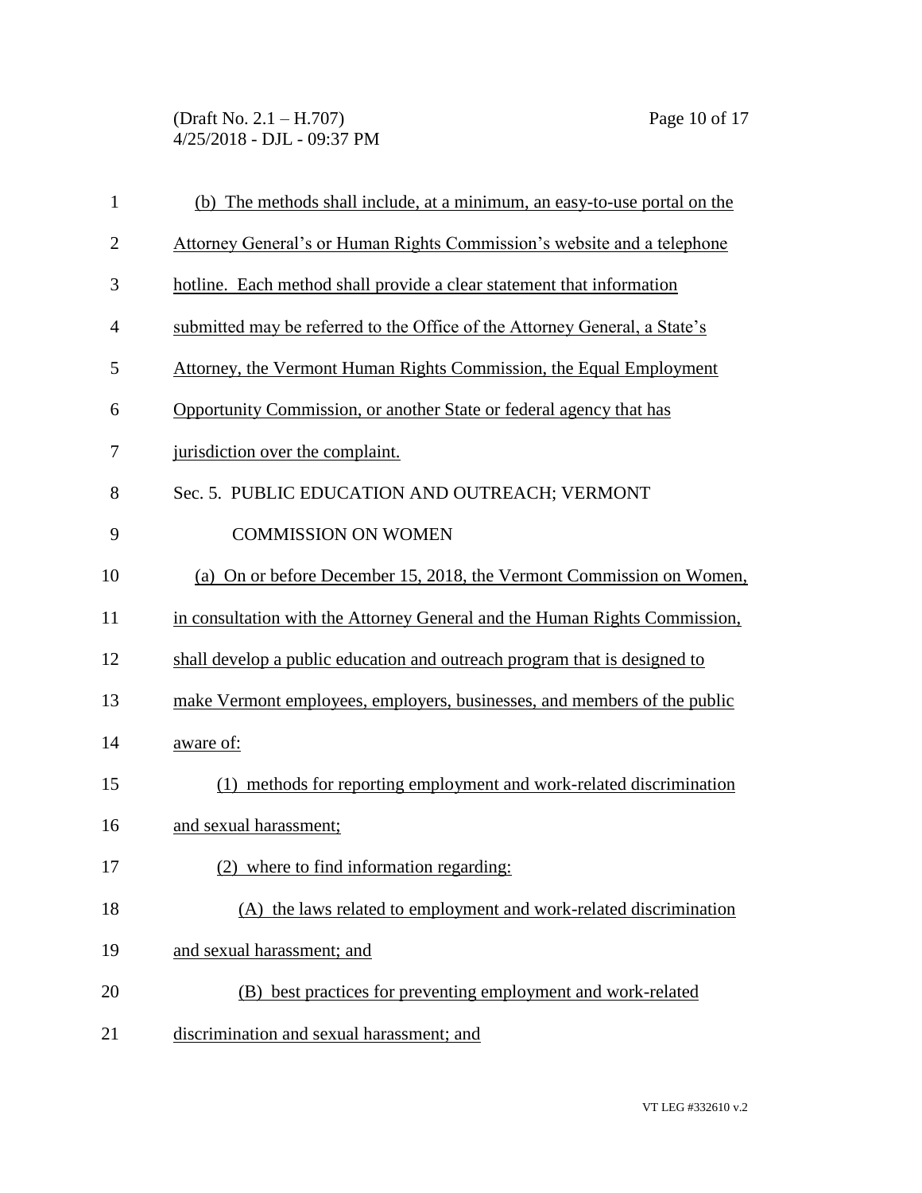(b) The methods shall include, at a minimum, an easy-to-use portal on the Attorney General's or Human Rights Commission's website and a telephone hotline. Each method shall provide a clear statement that information submitted may be referred to the Office of the Attorney General, a State's Attorney, the Vermont Human Rights Commission, the Equal Employment Opportunity Commission, or another State or federal agency that has jurisdiction over the complaint.

Sec. 5. PUBLIC EDUCATION AND OUTREACH; VERMONT COMMISSION ON WOMEN

(a) On or before December 15, 2018, the Vermont Commission on Women, in consultation with the Attorney General and the Human Rights Commission, shall develop a public education and outreach program that is designed to make Vermont employees, employers, businesses, and members of the public aware of:

(1) methods for reporting employment and work-related discrimination and sexual harassment;

(2) where to find information regarding:

(A) the laws related to employment and work-related discrimination and sexual harassment; and

(B) best practices for preventing employment and work-related discrimination and sexual harassment; and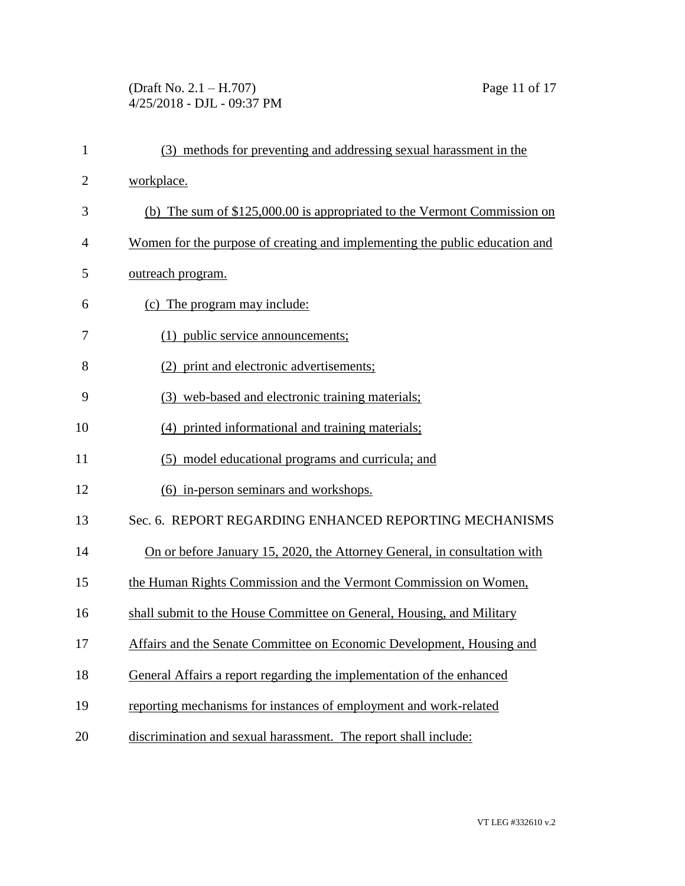(3) methods for preventing and addressing sexual harassment in the workplace.

(b) The sum of $125,000.00 is appropriated to the Vermont Commission on Women for the purpose of creating and implementing the public education and outreach program.

(c) The program may include:

(1) public service announcements;

(2) print and electronic advertisements;

(3) web-based and electronic training materials;

(4) printed informational and training materials;

(5) model educational programs and curricula; and

(6) in-person seminars and workshops.

Sec. 6. REPORT REGARDING ENHANCED REPORTING MECHANISMS

On or before January 15, 2020, the Attorney General, in consultation with the Human Rights Commission and the Vermont Commission on Women, shall submit to the House Committee on General, Housing, and Military Affairs and the Senate Committee on Economic Development, Housing and General Affairs a report regarding the implementation of the enhanced reporting mechanisms for instances of employment and work-related discrimination and sexual harassment. The report shall include: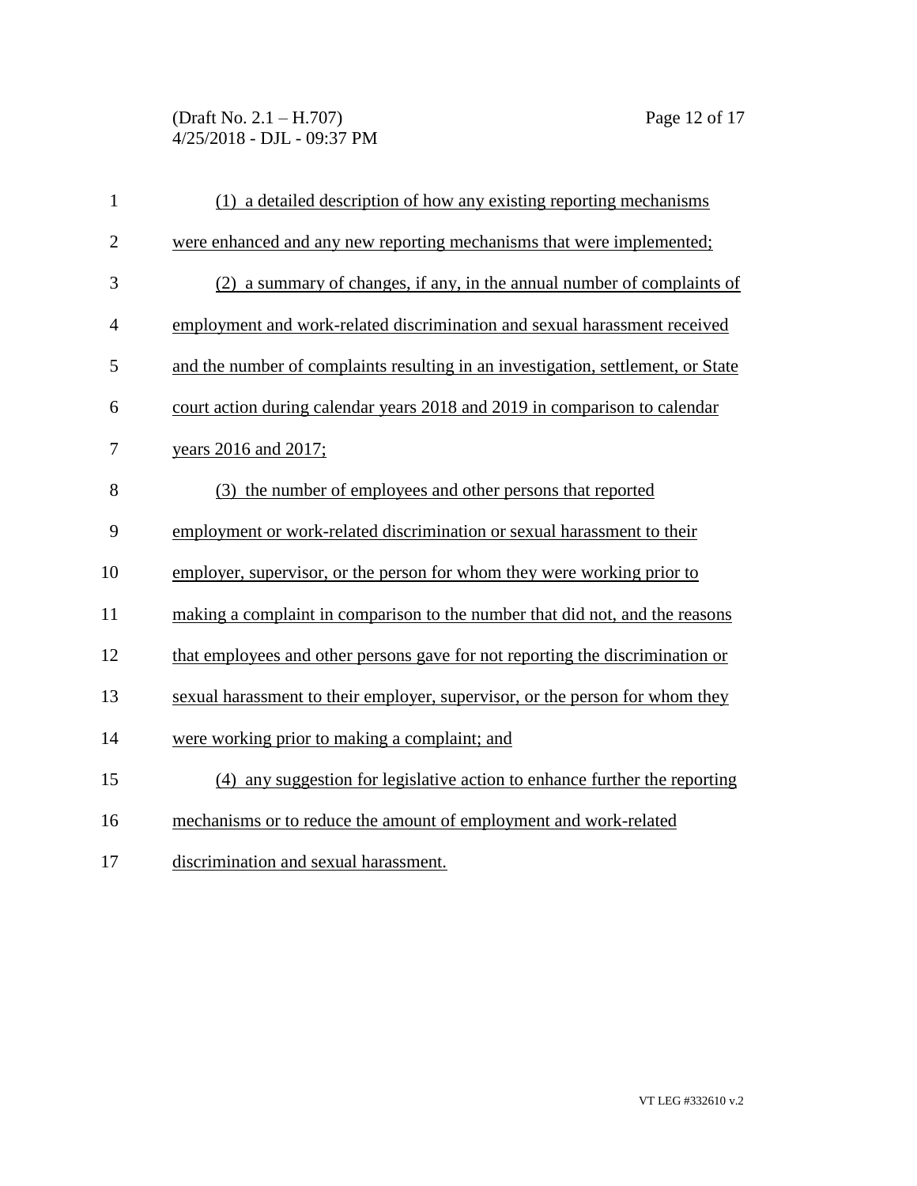(1) a detailed description of how any existing reporting mechanisms were enhanced and any new reporting mechanisms that were implemented;

(2) a summary of changes, if any, in the annual number of complaints of employment and work-related discrimination and sexual harassment received and the number of complaints resulting in an investigation, settlement, or State court action during calendar years 2018 and 2019 in comparison to calendar years 2016 and 2017;

(3) the number of employees and other persons that reported employment or work-related discrimination or sexual harassment to their employer, supervisor, or the person for whom they were working prior to making a complaint in comparison to the number that did not, and the reasons that employees and other persons gave for not reporting the discrimination or sexual harassment to their employer, supervisor, or the person for whom they were working prior to making a complaint; and

(4) any suggestion for legislative action to enhance further the reporting mechanisms or to reduce the amount of employment and work-related discrimination and sexual harassment.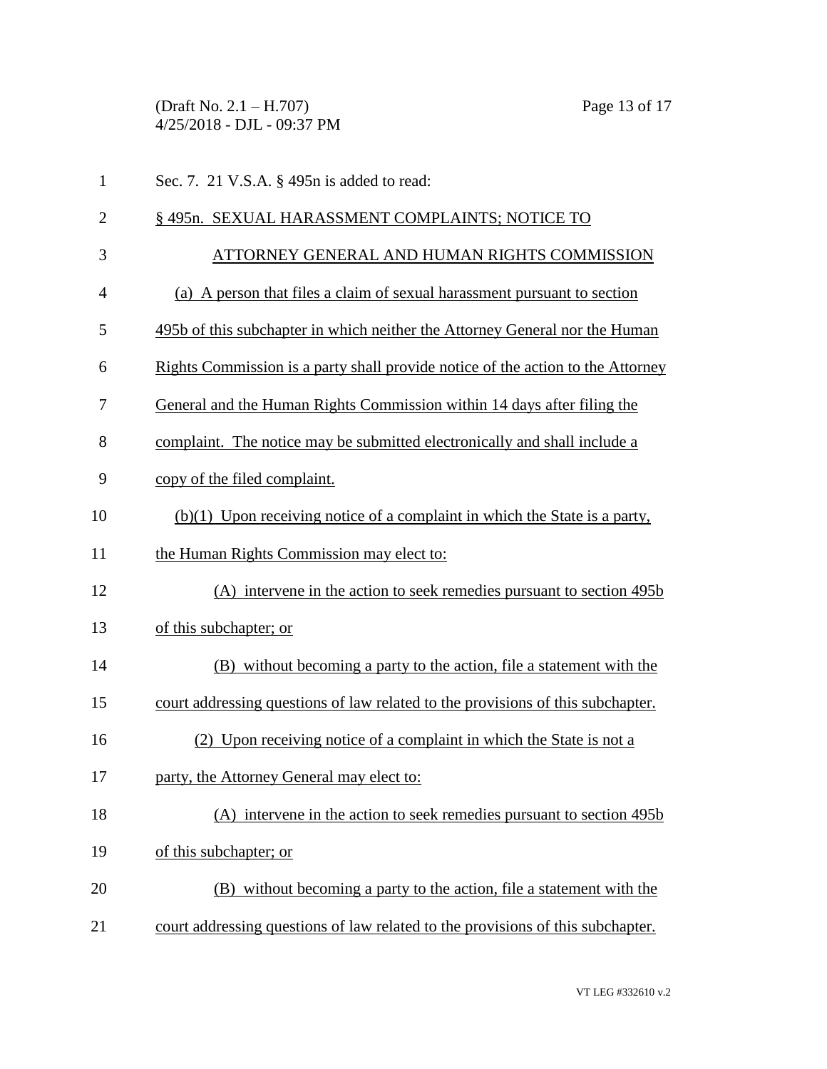Sec. 7. 21 V.S.A. § 495n is added to read:

§ 495n. SEXUAL HARASSMENT COMPLAINTS; NOTICE TO ATTORNEY GENERAL AND HUMAN RIGHTS COMMISSION

(a) A person that files a claim of sexual harassment pursuant to section 495b of this subchapter in which neither the Attorney General nor the Human Rights Commission is a party shall provide notice of the action to the Attorney General and the Human Rights Commission within 14 days after filing the complaint. The notice may be submitted electronically and shall include a copy of the filed complaint.

(b)(1) Upon receiving notice of a complaint in which the State is a party, the Human Rights Commission may elect to:

(A) intervene in the action to seek remedies pursuant to section 495b of this subchapter; or

(B) without becoming a party to the action, file a statement with the court addressing questions of law related to the provisions of this subchapter.

(2) Upon receiving notice of a complaint in which the State is not a party, the Attorney General may elect to:

(A) intervene in the action to seek remedies pursuant to section 495b of this subchapter; or

(B) without becoming a party to the action, file a statement with the court addressing questions of law related to the provisions of this subchapter.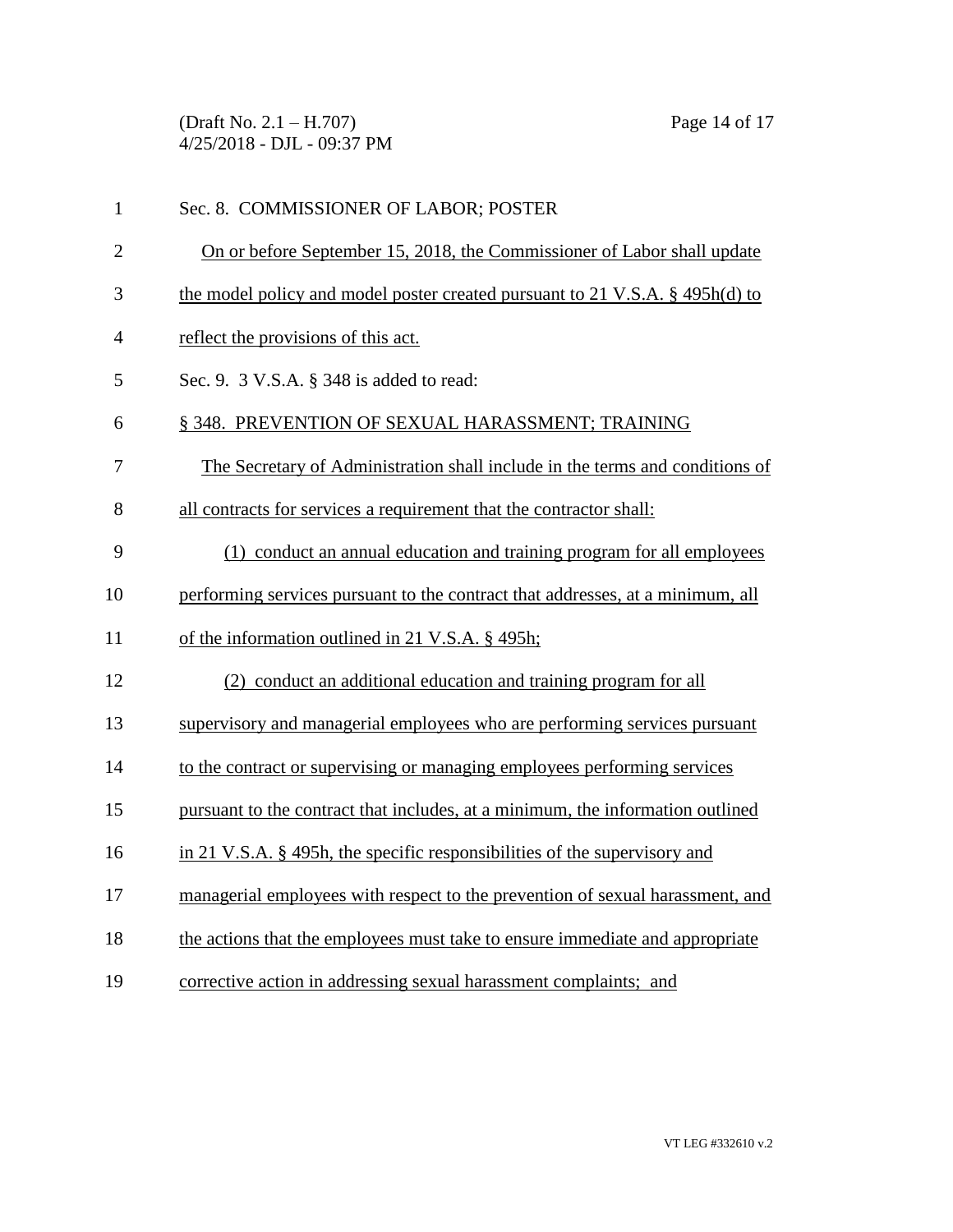Sec. 8. COMMISSIONER OF LABOR; POSTER

On or before September 15, 2018, the Commissioner of Labor shall update the model policy and model poster created pursuant to 21 V.S.A. § 495h(d) to reflect the provisions of this act.

Sec. 9. 3 V.S.A. § 348 is added to read:

§ 348. PREVENTION OF SEXUAL HARASSMENT; TRAINING

The Secretary of Administration shall include in the terms and conditions of all contracts for services a requirement that the contractor shall:

(1) conduct an annual education and training program for all employees performing services pursuant to the contract that addresses, at a minimum, all of the information outlined in 21 V.S.A. § 495h;

(2) conduct an additional education and training program for all supervisory and managerial employees who are performing services pursuant to the contract or supervising or managing employees performing services pursuant to the contract that includes, at a minimum, the information outlined in 21 V.S.A. § 495h, the specific responsibilities of the supervisory and managerial employees with respect to the prevention of sexual harassment, and the actions that the employees must take to ensure immediate and appropriate corrective action in addressing sexual harassment complaints; and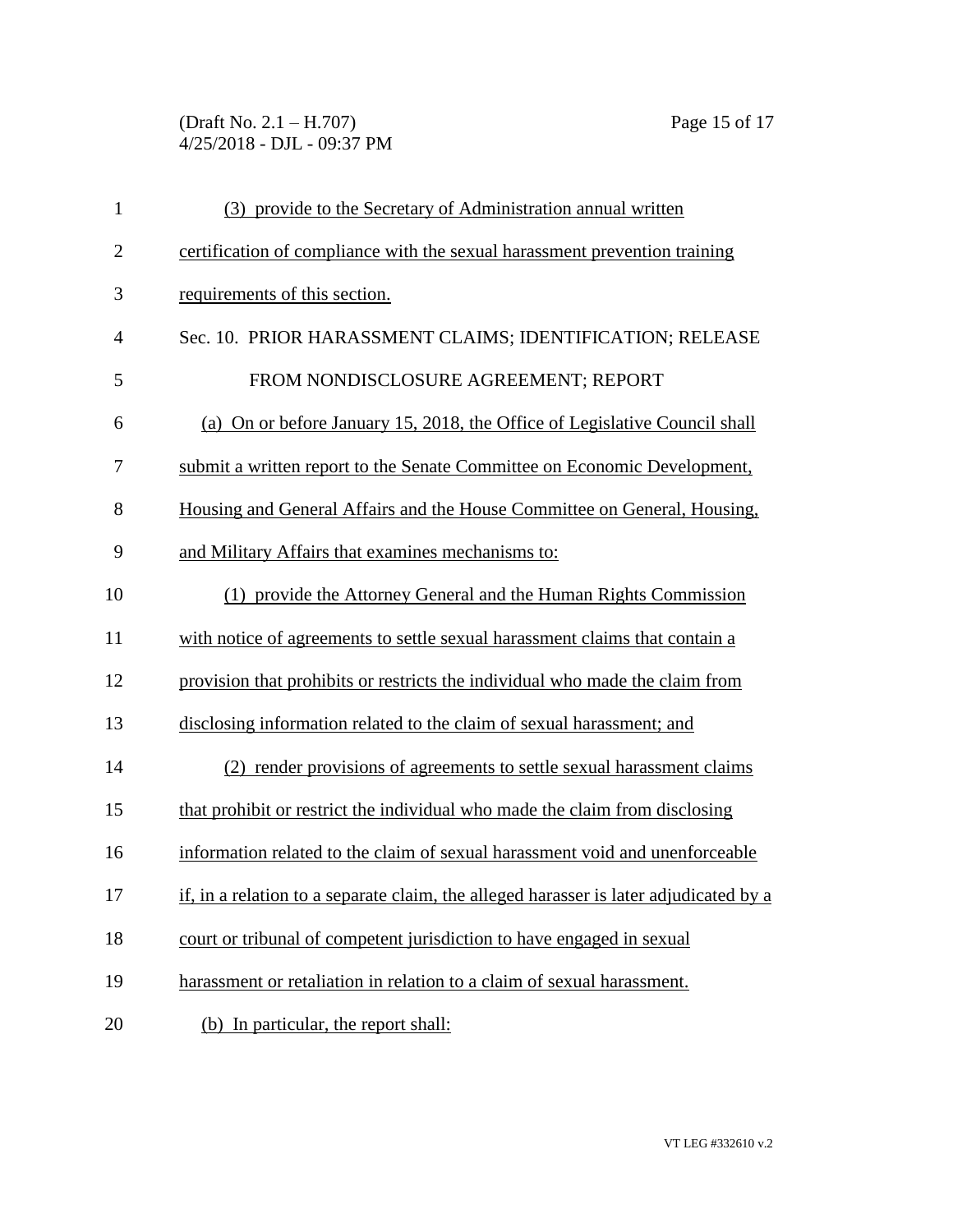(3) provide to the Secretary of Administration annual written certification of compliance with the sexual harassment prevention training requirements of this section.

Sec. 10. PRIOR HARASSMENT CLAIMS; IDENTIFICATION; RELEASE FROM NONDISCLOSURE AGREEMENT; REPORT

(a) On or before January 15, 2018, the Office of Legislative Council shall submit a written report to the Senate Committee on Economic Development, Housing and General Affairs and the House Committee on General, Housing, and Military Affairs that examines mechanisms to:

(1) provide the Attorney General and the Human Rights Commission with notice of agreements to settle sexual harassment claims that contain a provision that prohibits or restricts the individual who made the claim from disclosing information related to the claim of sexual harassment; and

(2) render provisions of agreements to settle sexual harassment claims that prohibit or restrict the individual who made the claim from disclosing information related to the claim of sexual harassment void and unenforceable if, in a relation to a separate claim, the alleged harasser is later adjudicated by a court or tribunal of competent jurisdiction to have engaged in sexual harassment or retaliation in relation to a claim of sexual harassment.

(b) In particular, the report shall: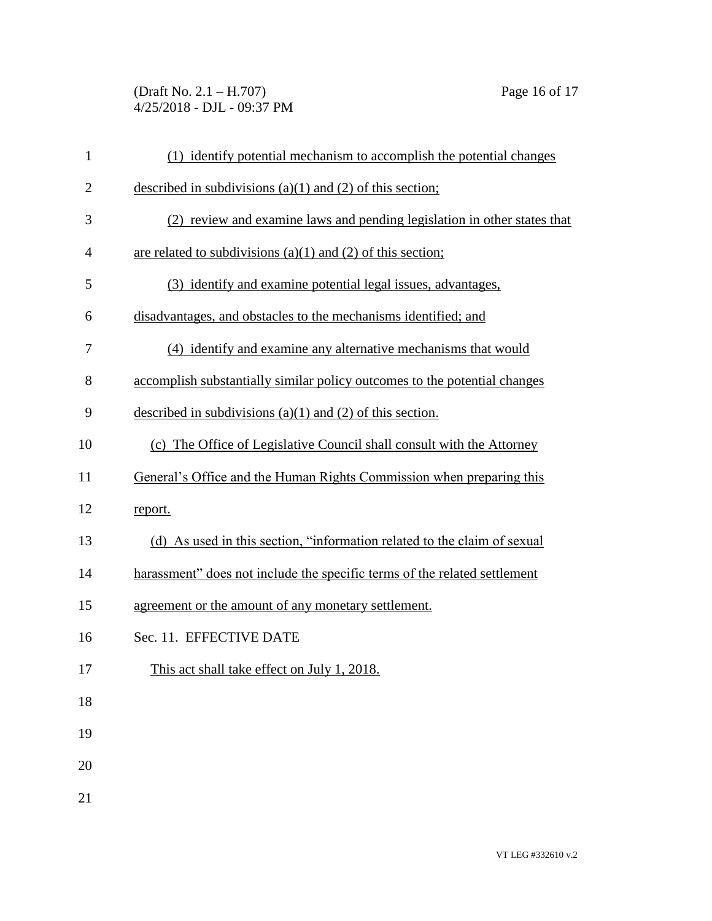(1) identify potential mechanism to accomplish the potential changes described in subdivisions (a)(1) and (2) of this section;

(2) review and examine laws and pending legislation in other states that are related to subdivisions (a)(1) and (2) of this section;

(3) identify and examine potential legal issues, advantages, disadvantages, and obstacles to the mechanisms identified; and

(4) identify and examine any alternative mechanisms that would accomplish substantially similar policy outcomes to the potential changes described in subdivisions (a)(1) and (2) of this section.

(c) The Office of Legislative Council shall consult with the Attorney General's Office and the Human Rights Commission when preparing this report.

(d) As used in this section, "information related to the claim of sexual harassment" does not include the specific terms of the related settlement agreement or the amount of any monetary settlement.

Sec. 11. EFFECTIVE DATE

This act shall take effect on July 1, 2018.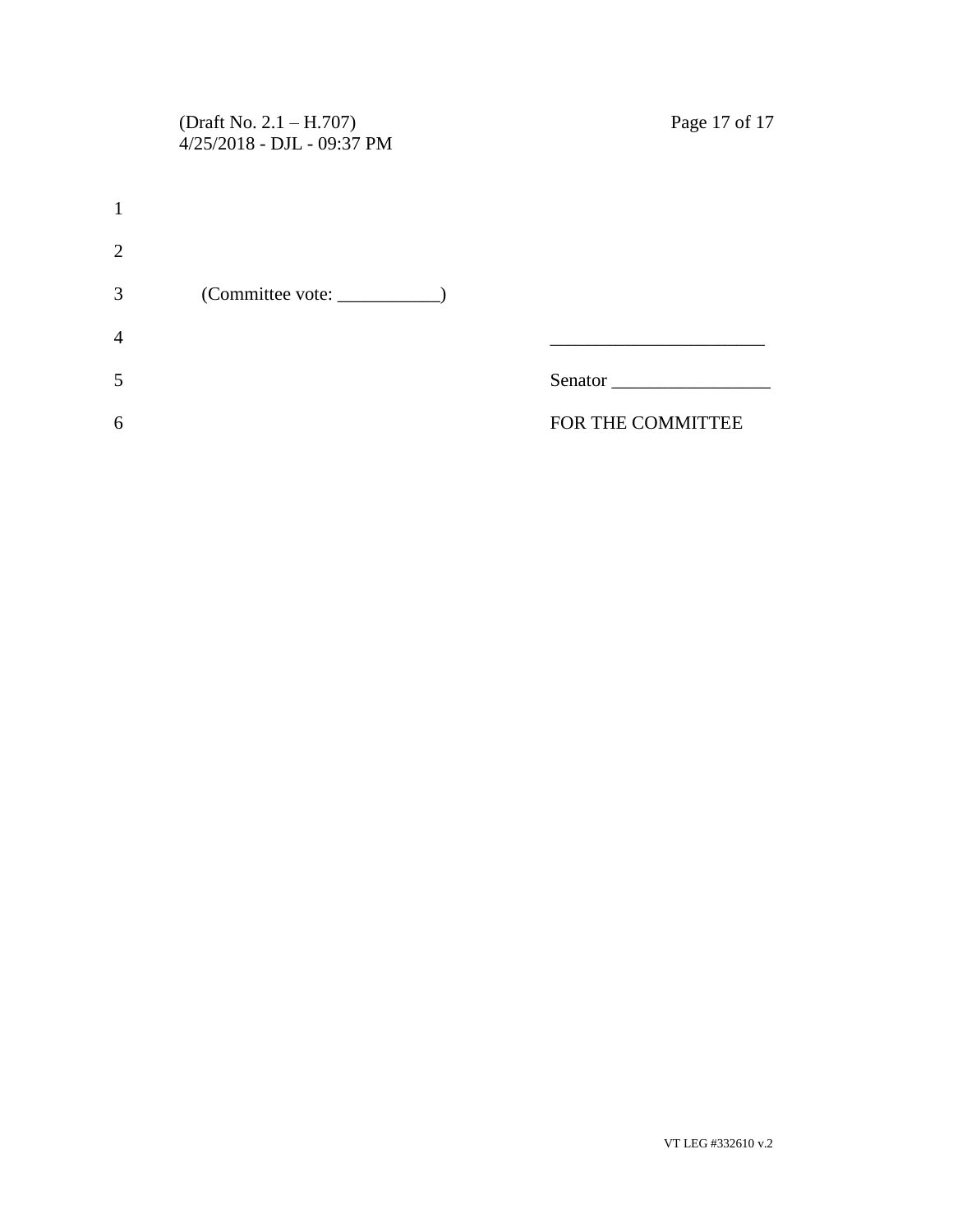(Committee vote: ___________)

_______________________

Senator _________________

FOR THE COMMITTEE